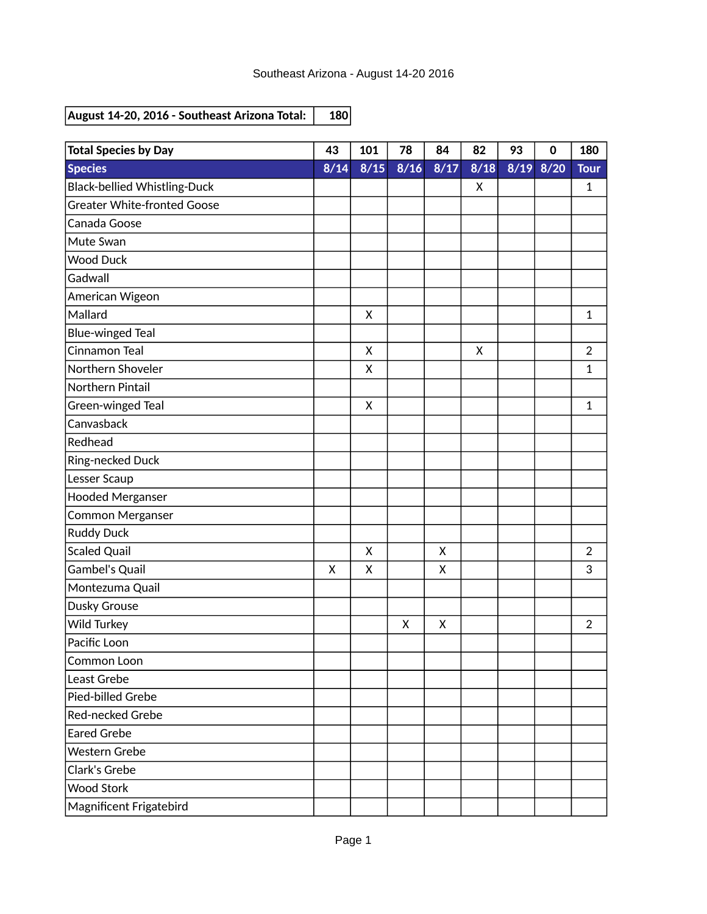Southeast Arizona - August 14-20 2016

| August 14-20, 2016 - Southeast Arizona Total: | 180 |
|---|---|

| Total Species by Day | 43 | 101 | 78 | 84 | 82 | 93 | 0 | 180 |
|---|---|---|---|---|---|---|---|---|
| **Species** | **8/14** | **8/15** | **8/16** | **8/17** | **8/18** | **8/19** | **8/20** | **Tour** |
| Black-bellied Whistling-Duck | | | | | X | | | 1 |
| Greater White-fronted Goose | | | | | | | | |
| Canada Goose | | | | | | | | |
| Mute Swan | | | | | | | | |
| Wood Duck | | | | | | | | |
| Gadwall | | | | | | | | |
| American Wigeon | | | | | | | | |
| Mallard | | X | | | | | | 1 |
| Blue-winged Teal | | | | | | | | |
| Cinnamon Teal | | X | | | X | | | 2 |
| Northern Shoveler | | X | | | | | | 1 |
| Northern Pintail | | | | | | | | |
| Green-winged Teal | | X | | | | | | 1 |
| Canvasback | | | | | | | | |
| Redhead | | | | | | | | |
| Ring-necked Duck | | | | | | | | |
| Lesser Scaup | | | | | | | | |
| Hooded Merganser | | | | | | | | |
| Common Merganser | | | | | | | | |
| Ruddy Duck | | | | | | | | |
| Scaled Quail | | X | | X | | | | 2 |
| Gambel's Quail | X | X | | X | | | | 3 |
| Montezuma Quail | | | | | | | | |
| Dusky Grouse | | | | | | | | |
| Wild Turkey | | | X | X | | | | 2 |
| Pacific Loon | | | | | | | | |
| Common Loon | | | | | | | | |
| Least Grebe | | | | | | | | |
| Pied-billed Grebe | | | | | | | | |
| Red-necked Grebe | | | | | | | | |
| Eared Grebe | | | | | | | | |
| Western Grebe | | | | | | | | |
| Clark's Grebe | | | | | | | | |
| Wood Stork | | | | | | | | |
| Magnificent Frigatebird | | | | | | | | |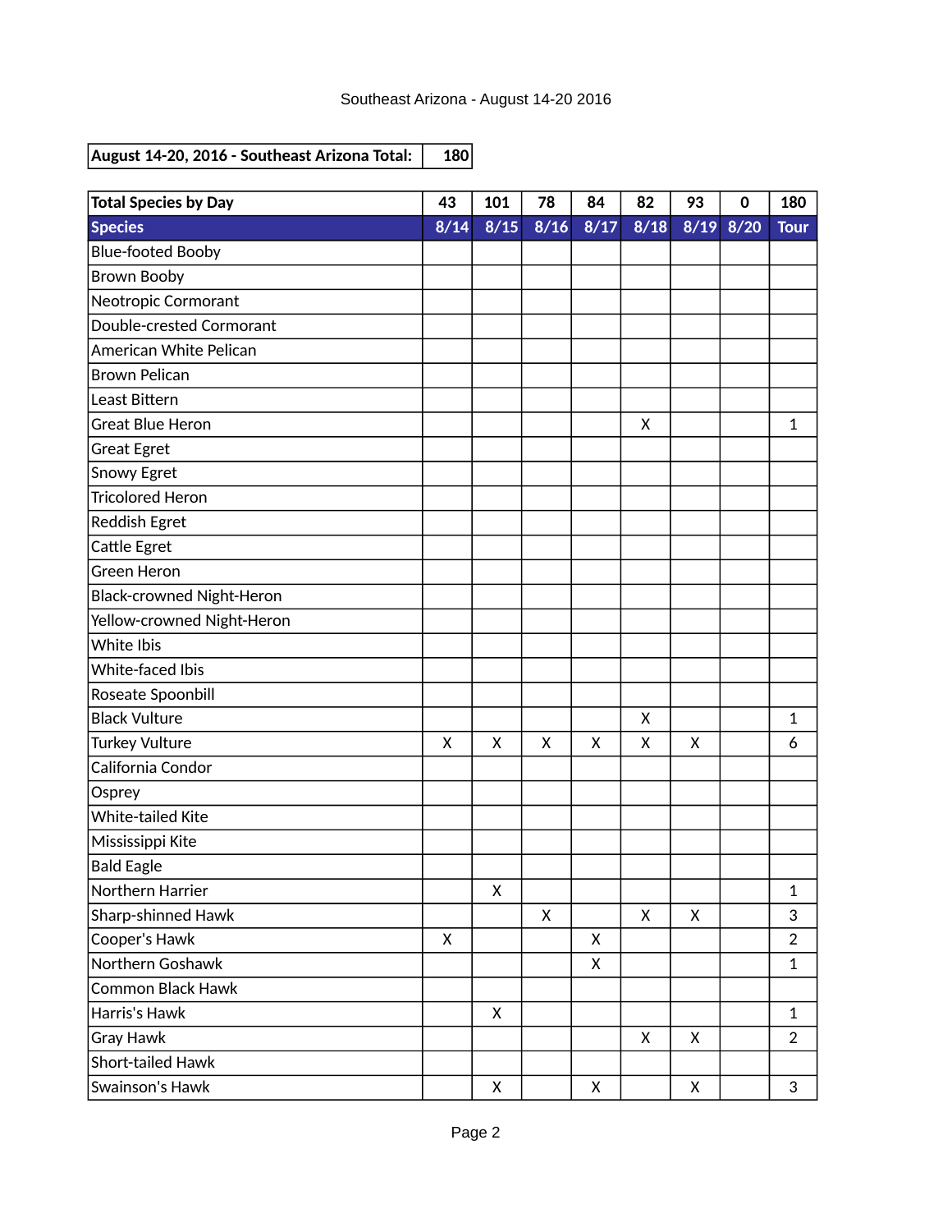Southeast Arizona - August 14-20 2016

| August 14-20, 2016 - Southeast Arizona Total: | 180 |
|---|---|

| Total Species by Day | 43 | 101 | 78 | 84 | 82 | 93 | 0 | 180 |
|---|---|---|---|---|---|---|---|---|
| **Species** | **8/14** | **8/15** | **8/16** | **8/17** | **8/18** | **8/19** | **8/20** | **Tour** |
| Blue-footed Booby | | | | | | | | |
| Brown Booby | | | | | | | | |
| Neotropic Cormorant | | | | | | | | |
| Double-crested Cormorant | | | | | | | | |
| American White Pelican | | | | | | | | |
| Brown Pelican | | | | | | | | |
| Least Bittern | | | | | | | | |
| Great Blue Heron | | | | | X | | | 1 |
| Great Egret | | | | | | | | |
| Snowy Egret | | | | | | | | |
| Tricolored Heron | | | | | | | | |
| Reddish Egret | | | | | | | | |
| Cattle Egret | | | | | | | | |
| Green Heron | | | | | | | | |
| Black-crowned Night-Heron | | | | | | | | |
| Yellow-crowned Night-Heron | | | | | | | | |
| White Ibis | | | | | | | | |
| White-faced Ibis | | | | | | | | |
| Roseate Spoonbill | | | | | | | | |
| Black Vulture | | | | | X | | | 1 |
| Turkey Vulture | X | X | X | X | X | X | | 6 |
| California Condor | | | | | | | | |
| Osprey | | | | | | | | |
| White-tailed Kite | | | | | | | | |
| Mississippi Kite | | | | | | | | |
| Bald Eagle | | | | | | | | |
| Northern Harrier | | X | | | | | | 1 |
| Sharp-shinned Hawk | | | X | | X | X | | 3 |
| Cooper's Hawk | X | | | X | | | | 2 |
| Northern Goshawk | | | | X | | | | 1 |
| Common Black Hawk | | | | | | | | |
| Harris's Hawk | | X | | | | | | 1 |
| Gray Hawk | | | | | X | X | | 2 |
| Short-tailed Hawk | | | | | | | | |
| Swainson's Hawk | | X | | X | | X | | 3 |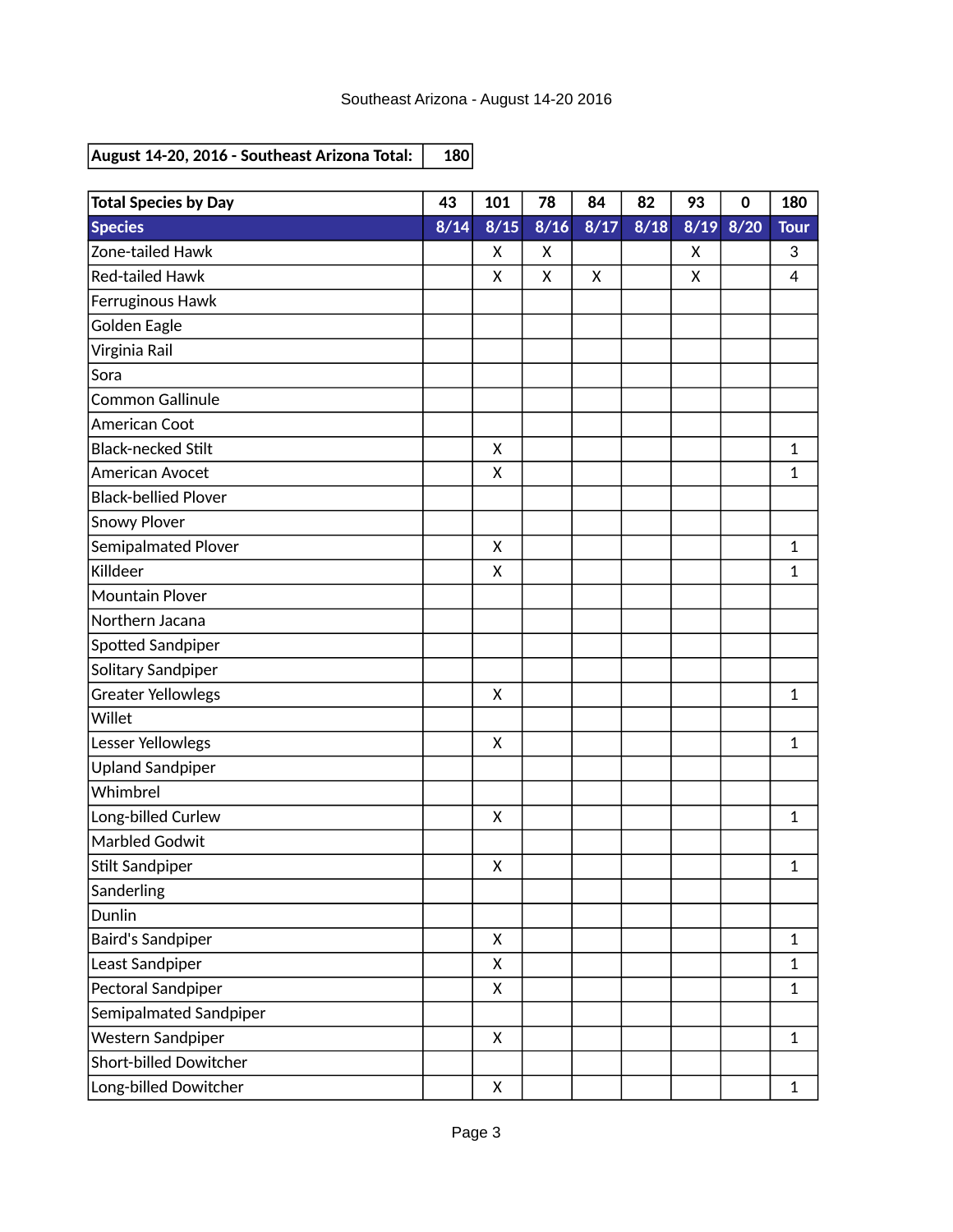Southeast Arizona - August 14-20 2016

| August 14-20, 2016 - Southeast Arizona Total: | 180 |
|---|---|

| Total Species by Day | 43 | 101 | 78 | 84 | 82 | 93 | 0 | 180 |
|---|---|---|---|---|---|---|---|---|
| **Species** | **8/14** | **8/15** | **8/16** | **8/17** | **8/18** | **8/19** | **8/20** | **Tour** |
| Zone-tailed Hawk | | X | X | | | X | | 3 |
| Red-tailed Hawk | | X | X | X | | X | | 4 |
| Ferruginous Hawk | | | | | | | | |
| Golden Eagle | | | | | | | | |
| Virginia Rail | | | | | | | | |
| Sora | | | | | | | | |
| Common Gallinule | | | | | | | | |
| American Coot | | | | | | | | |
| Black-necked Stilt | | X | | | | | | 1 |
| American Avocet | | X | | | | | | 1 |
| Black-bellied Plover | | | | | | | | |
| Snowy Plover | | | | | | | | |
| Semipalmated Plover | | X | | | | | | 1 |
| Killdeer | | X | | | | | | 1 |
| Mountain Plover | | | | | | | | |
| Northern Jacana | | | | | | | | |
| Spotted Sandpiper | | | | | | | | |
| Solitary Sandpiper | | | | | | | | |
| Greater Yellowlegs | | X | | | | | | 1 |
| Willet | | | | | | | | |
| Lesser Yellowlegs | | X | | | | | | 1 |
| Upland Sandpiper | | | | | | | | |
| Whimbrel | | | | | | | | |
| Long-billed Curlew | | X | | | | | | 1 |
| Marbled Godwit | | | | | | | | |
| Stilt Sandpiper | | X | | | | | | 1 |
| Sanderling | | | | | | | | |
| Dunlin | | | | | | | | |
| Baird's Sandpiper | | X | | | | | | 1 |
| Least Sandpiper | | X | | | | | | 1 |
| Pectoral Sandpiper | | X | | | | | | 1 |
| Semipalmated Sandpiper | | | | | | | | |
| Western Sandpiper | | X | | | | | | 1 |
| Short-billed Dowitcher | | | | | | | | |
| Long-billed Dowitcher | | X | | | | | | 1 |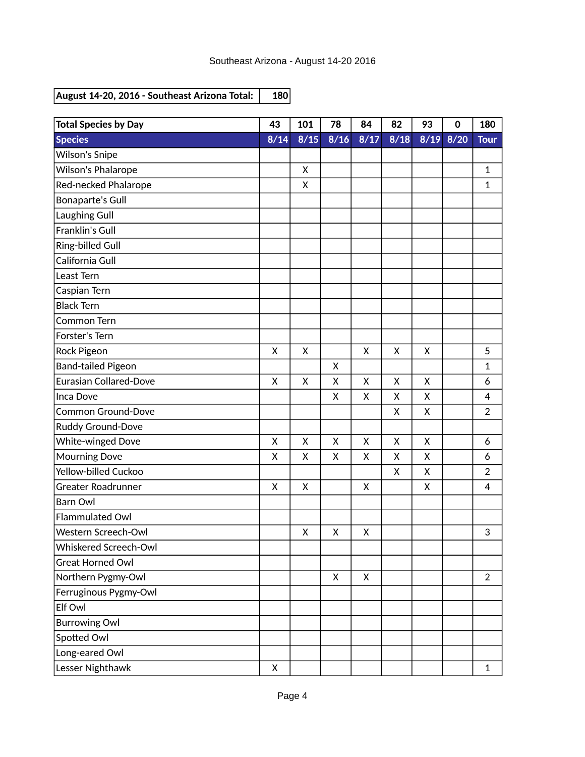Southeast Arizona - August 14-20 2016

| August 14-20, 2016 - Southeast Arizona Total: | 180 |
|---|---|

| Total Species by Day | 43 | 101 | 78 | 84 | 82 | 93 | 0 | 180 |
|---|---|---|---|---|---|---|---|---|
| **Species** | **8/14** | **8/15** | **8/16** | **8/17** | **8/18** | **8/19** | **8/20** | **Tour** |
| Wilson's Snipe | | | | | | | | |
| Wilson's Phalarope | | X | | | | | | 1 |
| Red-necked Phalarope | | X | | | | | | 1 |
| Bonaparte's Gull | | | | | | | | |
| Laughing Gull | | | | | | | | |
| Franklin's Gull | | | | | | | | |
| Ring-billed Gull | | | | | | | | |
| California Gull | | | | | | | | |
| Least Tern | | | | | | | | |
| Caspian Tern | | | | | | | | |
| Black Tern | | | | | | | | |
| Common Tern | | | | | | | | |
| Forster's Tern | | | | | | | | |
| Rock Pigeon | X | X | | X | X | X | | 5 |
| Band-tailed Pigeon | | | X | | | | | 1 |
| Eurasian Collared-Dove | X | X | X | X | X | X | | 6 |
| Inca Dove | | | X | X | X | X | | 4 |
| Common Ground-Dove | | | | | X | X | | 2 |
| Ruddy Ground-Dove | | | | | | | | |
| White-winged Dove | X | X | X | X | X | X | | 6 |
| Mourning Dove | X | X | X | X | X | X | | 6 |
| Yellow-billed Cuckoo | | | | | X | X | | 2 |
| Greater Roadrunner | X | X | | X | | X | | 4 |
| Barn Owl | | | | | | | | |
| Flammulated Owl | | | | | | | | |
| Western Screech-Owl | | X | X | X | | | | 3 |
| Whiskered Screech-Owl | | | | | | | | |
| Great Horned Owl | | | | | | | | |
| Northern Pygmy-Owl | | | X | X | | | | 2 |
| Ferruginous Pygmy-Owl | | | | | | | | |
| Elf Owl | | | | | | | | |
| Burrowing Owl | | | | | | | | |
| Spotted Owl | | | | | | | | |
| Long-eared Owl | | | | | | | | |
| Lesser Nighthawk | X | | | | | | | 1 |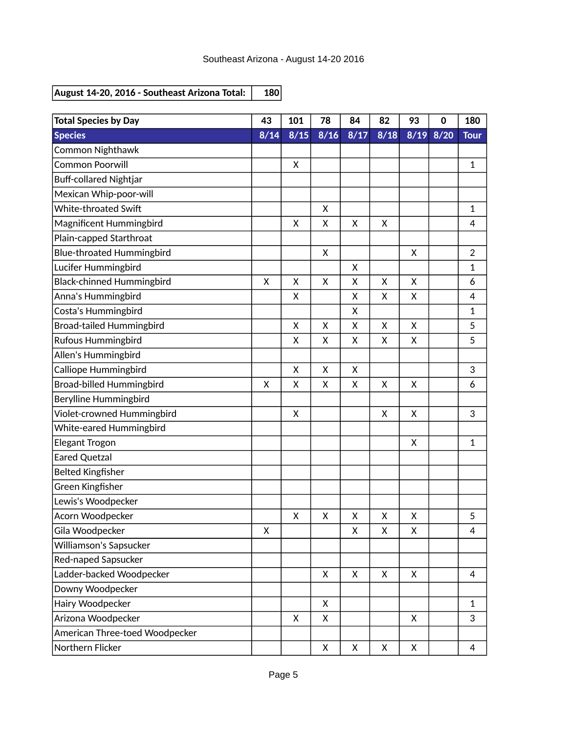Southeast Arizona - August 14-20 2016

| August 14-20, 2016 - Southeast Arizona Total: | 180 |
|---|---|

| Total Species by Day | 43 | 101 | 78 | 84 | 82 | 93 | 0 | 180 |
|---|---|---|---|---|---|---|---|---|
| **Species** | **8/14** | **8/15** | **8/16** | **8/17** | **8/18** | **8/19** | **8/20** | **Tour** |
| Common Nighthawk | | | | | | | | |
| Common Poorwill | | X | | | | | | 1 |
| Buff-collared Nightjar | | | | | | | | |
| Mexican Whip-poor-will | | | | | | | | |
| White-throated Swift | | | X | | | | | 1 |
| Magnificent Hummingbird | | X | X | X | X | | | 4 |
| Plain-capped Starthroat | | | | | | | | |
| Blue-throated Hummingbird | | | X | | | X | | 2 |
| Lucifer Hummingbird | | | | X | | | | 1 |
| Black-chinned Hummingbird | X | X | X | X | X | X | | 6 |
| Anna's Hummingbird | | X | | X | X | X | | 4 |
| Costa's Hummingbird | | | | X | | | | 1 |
| Broad-tailed Hummingbird | | X | X | X | X | X | | 5 |
| Rufous Hummingbird | | X | X | X | X | X | | 5 |
| Allen's Hummingbird | | | | | | | | |
| Calliope Hummingbird | | X | X | X | | | | 3 |
| Broad-billed Hummingbird | X | X | X | X | X | X | | 6 |
| Berylline Hummingbird | | | | | | | | |
| Violet-crowned Hummingbird | | X | | | X | X | | 3 |
| White-eared Hummingbird | | | | | | | | |
| Elegant Trogon | | | | | | X | | 1 |
| Eared Quetzal | | | | | | | | |
| Belted Kingfisher | | | | | | | | |
| Green Kingfisher | | | | | | | | |
| Lewis's Woodpecker | | | | | | | | |
| Acorn Woodpecker | | X | X | X | X | X | | 5 |
| Gila Woodpecker | X | | | X | X | X | | 4 |
| Williamson's Sapsucker | | | | | | | | |
| Red-naped Sapsucker | | | | | | | | |
| Ladder-backed Woodpecker | | | X | X | X | X | | 4 |
| Downy Woodpecker | | | | | | | | |
| Hairy Woodpecker | | | X | | | | | 1 |
| Arizona Woodpecker | | X | X | | | X | | 3 |
| American Three-toed Woodpecker | | | | | | | | |
| Northern Flicker | | | X | X | X | X | | 4 |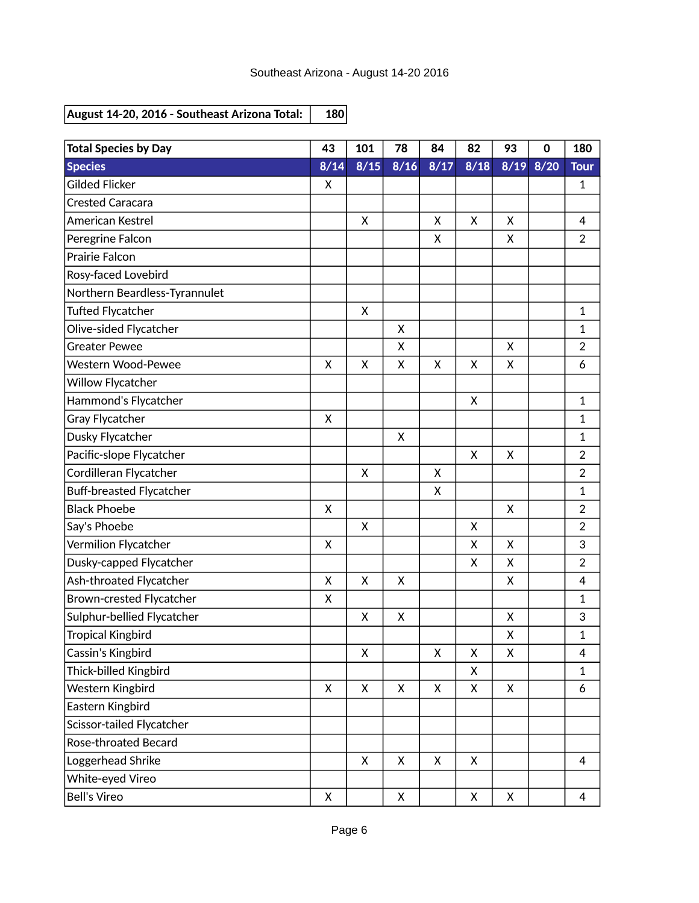Southeast Arizona - August 14-20 2016

| August 14-20, 2016 - Southeast Arizona Total: | 180 |
|---|---|

| Total Species by Day | 43 | 101 | 78 | 84 | 82 | 93 | 0 | 180 |
|---|---|---|---|---|---|---|---|---|
| **Species** | **8/14** | **8/15** | **8/16** | **8/17** | **8/18** | **8/19** | **8/20** | **Tour** |
| Gilded Flicker | X | | | | | | | 1 |
| Crested Caracara | | | | | | | | |
| American Kestrel | | X | | X | X | X | | 4 |
| Peregrine Falcon | | | | X | | X | | 2 |
| Prairie Falcon | | | | | | | | |
| Rosy-faced Lovebird | | | | | | | | |
| Northern Beardless-Tyrannulet | | | | | | | | |
| Tufted Flycatcher | | X | | | | | | 1 |
| Olive-sided Flycatcher | | | X | | | | | 1 |
| Greater Pewee | | | X | | | X | | 2 |
| Western Wood-Pewee | X | X | X | X | X | X | | 6 |
| Willow Flycatcher | | | | | | | | |
| Hammond's Flycatcher | | | | | X | | | 1 |
| Gray Flycatcher | X | | | | | | | 1 |
| Dusky Flycatcher | | | X | | | | | 1 |
| Pacific-slope Flycatcher | | | | | X | X | | 2 |
| Cordilleran Flycatcher | | X | | X | | | | 2 |
| Buff-breasted Flycatcher | | | | X | | | | 1 |
| Black Phoebe | X | | | | | X | | 2 |
| Say's Phoebe | | X | | | X | | | 2 |
| Vermilion Flycatcher | X | | | | X | X | | 3 |
| Dusky-capped Flycatcher | | | | | X | X | | 2 |
| Ash-throated Flycatcher | X | X | X | | | X | | 4 |
| Brown-crested Flycatcher | X | | | | | | | 1 |
| Sulphur-bellied Flycatcher | | X | X | | | X | | 3 |
| Tropical Kingbird | | | | | | X | | 1 |
| Cassin's Kingbird | | X | | X | X | X | | 4 |
| Thick-billed Kingbird | | | | | X | | | 1 |
| Western Kingbird | X | X | X | X | X | X | | 6 |
| Eastern Kingbird | | | | | | | | |
| Scissor-tailed Flycatcher | | | | | | | | |
| Rose-throated Becard | | | | | | | | |
| Loggerhead Shrike | | X | X | X | X | | | 4 |
| White-eyed Vireo | | | | | | | | |
| Bell's Vireo | X | | X | | X | X | | 4 |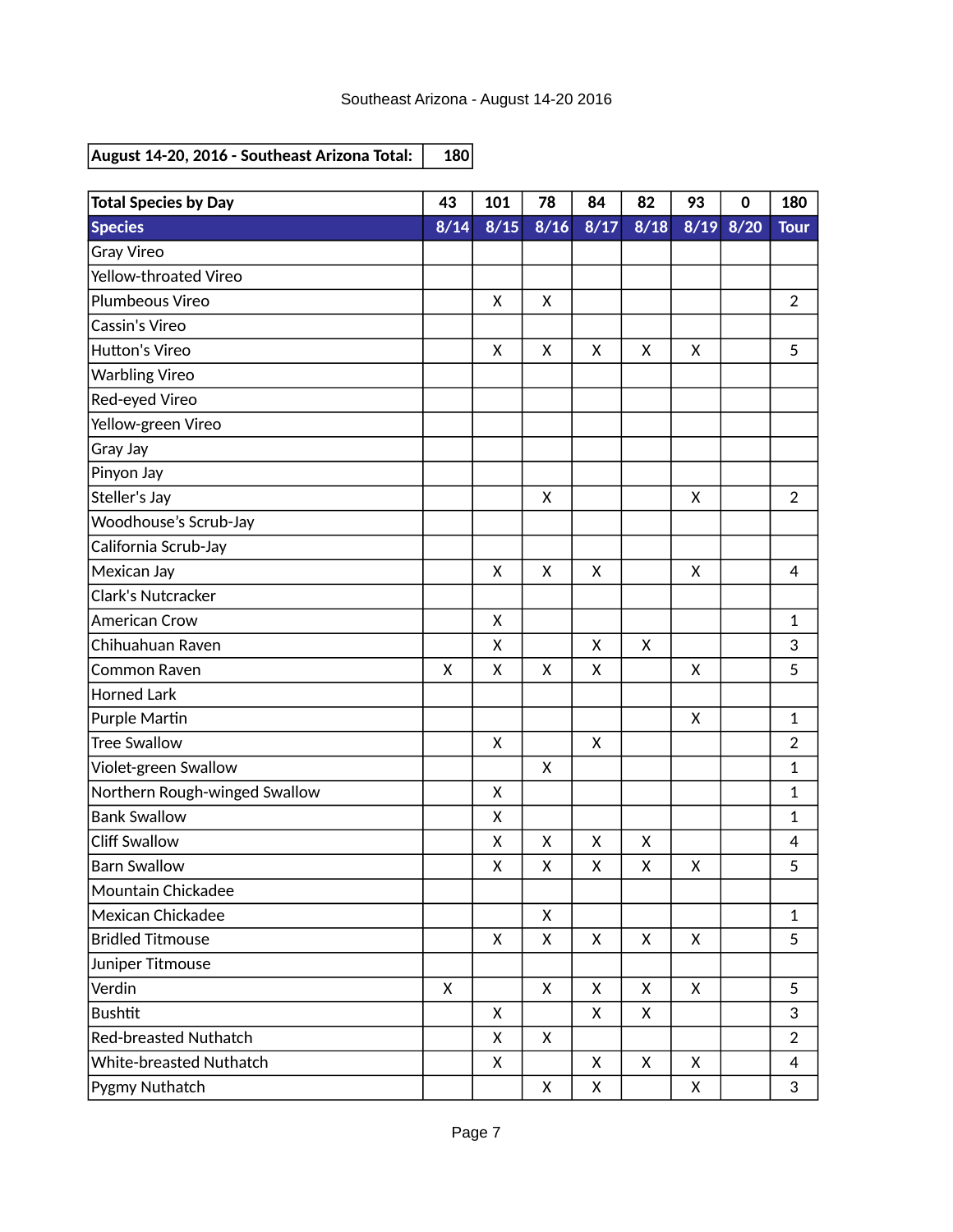Southeast Arizona - August 14-20 2016

| August 14-20, 2016 - Southeast Arizona Total: | 180 |
|---|---|

| Total Species by Day | 43 | 101 | 78 | 84 | 82 | 93 | 0 | 180 |
|---|---|---|---|---|---|---|---|---|
| **Species** | **8/14** | **8/15** | **8/16** | **8/17** | **8/18** | **8/19** | **8/20** | **Tour** |
| Gray Vireo | | | | | | | | |
| Yellow-throated Vireo | | | | | | | | |
| Plumbeous Vireo | | X | X | | | | | 2 |
| Cassin's Vireo | | | | | | | | |
| Hutton's Vireo | | X | X | X | X | X | | 5 |
| Warbling Vireo | | | | | | | | |
| Red-eyed Vireo | | | | | | | | |
| Yellow-green Vireo | | | | | | | | |
| Gray Jay | | | | | | | | |
| Pinyon Jay | | | | | | | | |
| Steller's Jay | | | X | | | X | | 2 |
| Woodhouse's Scrub-Jay | | | | | | | | |
| California Scrub-Jay | | | | | | | | |
| Mexican Jay | | X | X | X | | X | | 4 |
| Clark's Nutcracker | | | | | | | | |
| American Crow | | X | | | | | | 1 |
| Chihuahuan Raven | | X | | X | X | | | 3 |
| Common Raven | X | X | X | X | | X | | 5 |
| Horned Lark | | | | | | | | |
| Purple Martin | | | | | | X | | 1 |
| Tree Swallow | | X | | X | | | | 2 |
| Violet-green Swallow | | | X | | | | | 1 |
| Northern Rough-winged Swallow | | X | | | | | | 1 |
| Bank Swallow | | X | | | | | | 1 |
| Cliff Swallow | | X | X | X | X | | | 4 |
| Barn Swallow | | X | X | X | X | X | | 5 |
| Mountain Chickadee | | | | | | | | |
| Mexican Chickadee | | | X | | | | | 1 |
| Bridled Titmouse | | X | X | X | X | X | | 5 |
| Juniper Titmouse | | | | | | | | |
| Verdin | X | | X | X | X | X | | 5 |
| Bushtit | | X | | X | X | | | 3 |
| Red-breasted Nuthatch | | X | X | | | | | 2 |
| White-breasted Nuthatch | | X | | X | X | X | | 4 |
| Pygmy Nuthatch | | | X | X | | X | | 3 |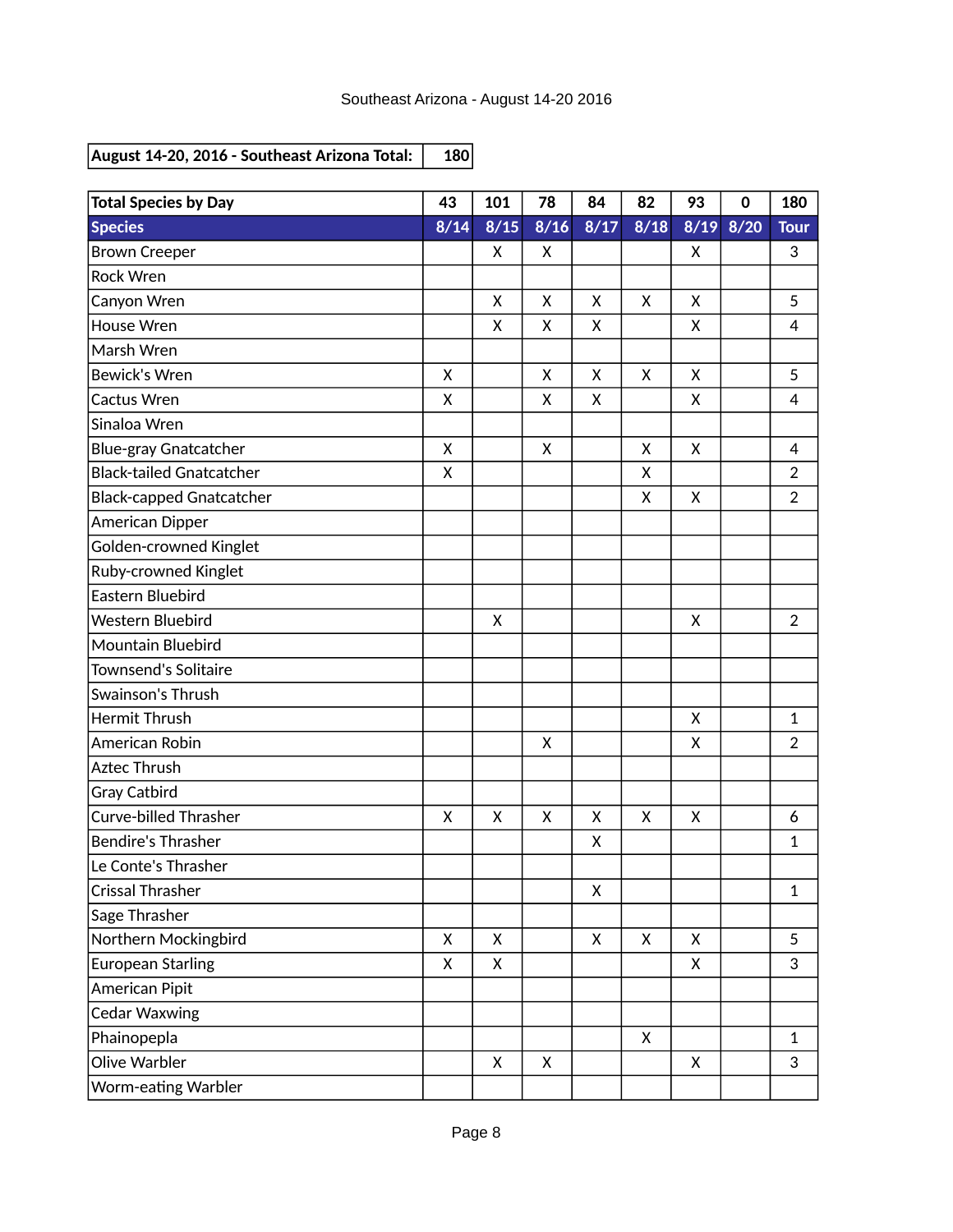Southeast Arizona - August 14-20 2016

| August 14-20, 2016 - Southeast Arizona Total: | 180 |
|---|---|

| Total Species by Day | 43 | 101 | 78 | 84 | 82 | 93 | 0 | 180 |
|---|---|---|---|---|---|---|---|---|
| **Species** | **8/14** | **8/15** | **8/16** | **8/17** | **8/18** | **8/19** | **8/20** | **Tour** |
| Brown Creeper | | X | X | | | X | | 3 |
| Rock Wren | | | | | | | | |
| Canyon Wren | | X | X | X | X | X | | 5 |
| House Wren | | X | X | X | | X | | 4 |
| Marsh Wren | | | | | | | | |
| Bewick's Wren | X | | X | X | X | X | | 5 |
| Cactus Wren | X | | X | X | | X | | 4 |
| Sinaloa Wren | | | | | | | | |
| Blue-gray Gnatcatcher | X | | X | | X | X | | 4 |
| Black-tailed Gnatcatcher | X | | | | X | | | 2 |
| Black-capped Gnatcatcher | | | | | X | X | | 2 |
| American Dipper | | | | | | | | |
| Golden-crowned Kinglet | | | | | | | | |
| Ruby-crowned Kinglet | | | | | | | | |
| Eastern Bluebird | | | | | | | | |
| Western Bluebird | | X | | | | X | | 2 |
| Mountain Bluebird | | | | | | | | |
| Townsend's Solitaire | | | | | | | | |
| Swainson's Thrush | | | | | | | | |
| Hermit Thrush | | | | | | X | | 1 |
| American Robin | | | X | | | X | | 2 |
| Aztec Thrush | | | | | | | | |
| Gray Catbird | | | | | | | | |
| Curve-billed Thrasher | X | X | X | X | X | X | | 6 |
| Bendire's Thrasher | | | | X | | | | 1 |
| Le Conte's Thrasher | | | | | | | | |
| Crissal Thrasher | | | | X | | | | 1 |
| Sage Thrasher | | | | | | | | |
| Northern Mockingbird | X | X | | X | X | X | | 5 |
| European Starling | X | X | | | | X | | 3 |
| American Pipit | | | | | | | | |
| Cedar Waxwing | | | | | | | | |
| Phainopepla | | | | | X | | | 1 |
| Olive Warbler | | X | X | | | X | | 3 |
| Worm-eating Warbler | | | | | | | | |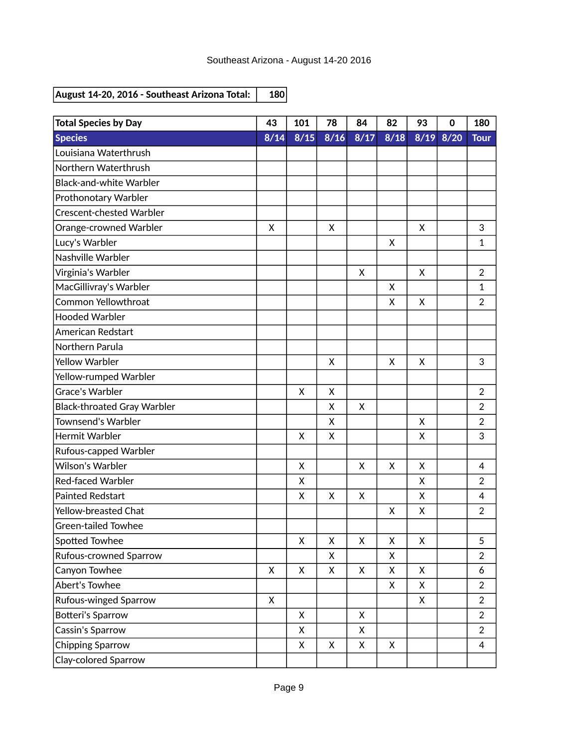Southeast Arizona - August 14-20 2016

| August 14-20, 2016 - Southeast Arizona Total: | 180 |
|---|---|

| Total Species by Day | 43 | 101 | 78 | 84 | 82 | 93 | 0 | 180 |
|---|---|---|---|---|---|---|---|---|
| **Species** | **8/14** | **8/15** | **8/16** | **8/17** | **8/18** | **8/19** | **8/20** | **Tour** |
| Louisiana Waterthrush | | | | | | | | |
| Northern Waterthrush | | | | | | | | |
| Black-and-white Warbler | | | | | | | | |
| Prothonotary Warbler | | | | | | | | |
| Crescent-chested Warbler | | | | | | | | |
| Orange-crowned Warbler | X | | X | | | X | | 3 |
| Lucy's Warbler | | | | | X | | | 1 |
| Nashville Warbler | | | | | | | | |
| Virginia's Warbler | | | | X | | X | | 2 |
| MacGillivray's Warbler | | | | | X | | | 1 |
| Common Yellowthroat | | | | | X | X | | 2 |
| Hooded Warbler | | | | | | | | |
| American Redstart | | | | | | | | |
| Northern Parula | | | | | | | | |
| Yellow Warbler | | | X | | X | X | | 3 |
| Yellow-rumped Warbler | | | | | | | | |
| Grace's Warbler | | X | X | | | | | 2 |
| Black-throated Gray Warbler | | | X | X | | | | 2 |
| Townsend's Warbler | | | X | | | X | | 2 |
| Hermit Warbler | | X | X | | | X | | 3 |
| Rufous-capped Warbler | | | | | | | | |
| Wilson's Warbler | | X | | X | X | X | | 4 |
| Red-faced Warbler | | X | | | | X | | 2 |
| Painted Redstart | | X | X | X | | X | | 4 |
| Yellow-breasted Chat | | | | | X | X | | 2 |
| Green-tailed Towhee | | | | | | | | |
| Spotted Towhee | | X | X | X | X | X | | 5 |
| Rufous-crowned Sparrow | | | X | | X | | | 2 |
| Canyon Towhee | X | X | X | X | X | X | | 6 |
| Abert's Towhee | | | | | X | X | | 2 |
| Rufous-winged Sparrow | X | | | | | X | | 2 |
| Botteri's Sparrow | | X | | X | | | | 2 |
| Cassin's Sparrow | | X | | X | | | | 2 |
| Chipping Sparrow | | X | X | X | X | | | 4 |
| Clay-colored Sparrow | | | | | | | | |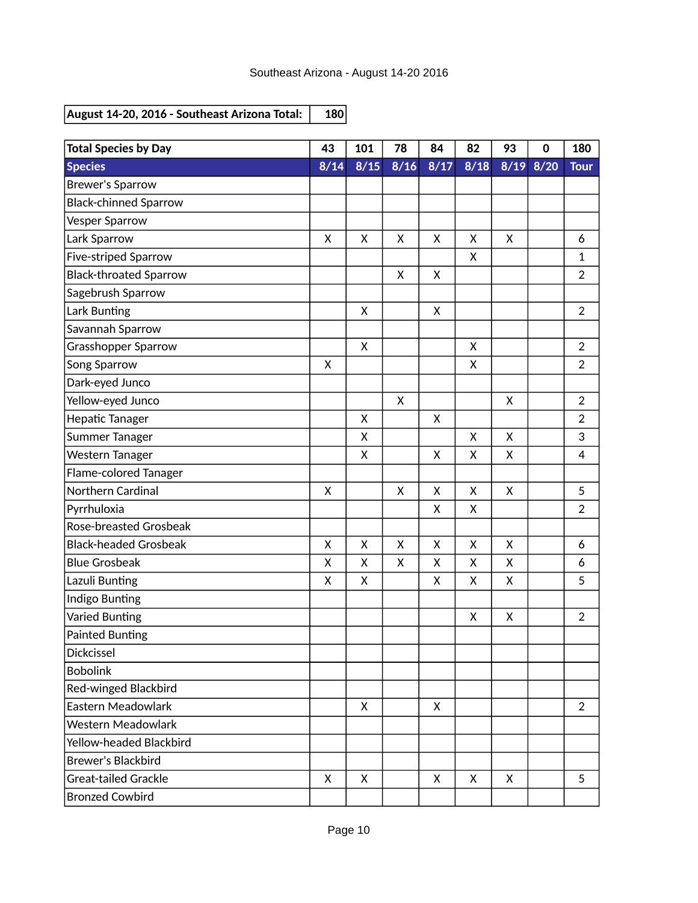Southeast Arizona - August 14-20 2016

| August 14-20, 2016 - Southeast Arizona Total: | 180 |
|---|---|

| Total Species by Day | 43 | 101 | 78 | 84 | 82 | 93 | 0 | 180 |
|---|---|---|---|---|---|---|---|---|
| **Species** | **8/14** | **8/15** | **8/16** | **8/17** | **8/18** | **8/19** | **8/20** | **Tour** |
| Brewer's Sparrow | | | | | | | | |
| Black-chinned Sparrow | | | | | | | | |
| Vesper Sparrow | | | | | | | | |
| Lark Sparrow | X | X | X | X | X | X | | 6 |
| Five-striped Sparrow | | | | | X | | | 1 |
| Black-throated Sparrow | | | X | X | | | | 2 |
| Sagebrush Sparrow | | | | | | | | |
| Lark Bunting | | X | | X | | | | 2 |
| Savannah Sparrow | | | | | | | | |
| Grasshopper Sparrow | | X | | | X | | | 2 |
| Song Sparrow | X | | | | X | | | 2 |
| Dark-eyed Junco | | | | | | | | |
| Yellow-eyed Junco | | | X | | | X | | 2 |
| Hepatic Tanager | | X | | X | | | | 2 |
| Summer Tanager | | X | | | X | X | | 3 |
| Western Tanager | | X | | X | X | X | | 4 |
| Flame-colored Tanager | | | | | | | | |
| Northern Cardinal | X | | X | X | X | X | | 5 |
| Pyrrhuloxia | | | | X | X | | | 2 |
| Rose-breasted Grosbeak | | | | | | | | |
| Black-headed Grosbeak | X | X | X | X | X | X | | 6 |
| Blue Grosbeak | X | X | X | X | X | X | | 6 |
| Lazuli Bunting | X | X | | X | X | X | | 5 |
| Indigo Bunting | | | | | | | | |
| Varied Bunting | | | | | X | X | | 2 |
| Painted Bunting | | | | | | | | |
| Dickcissel | | | | | | | | |
| Bobolink | | | | | | | | |
| Red-winged Blackbird | | | | | | | | |
| Eastern Meadowlark | | X | | X | | | | 2 |
| Western Meadowlark | | | | | | | | |
| Yellow-headed Blackbird | | | | | | | | |
| Brewer's Blackbird | | | | | | | | |
| Great-tailed Grackle | X | X | | X | X | X | | 5 |
| Bronzed Cowbird | | | | | | | | |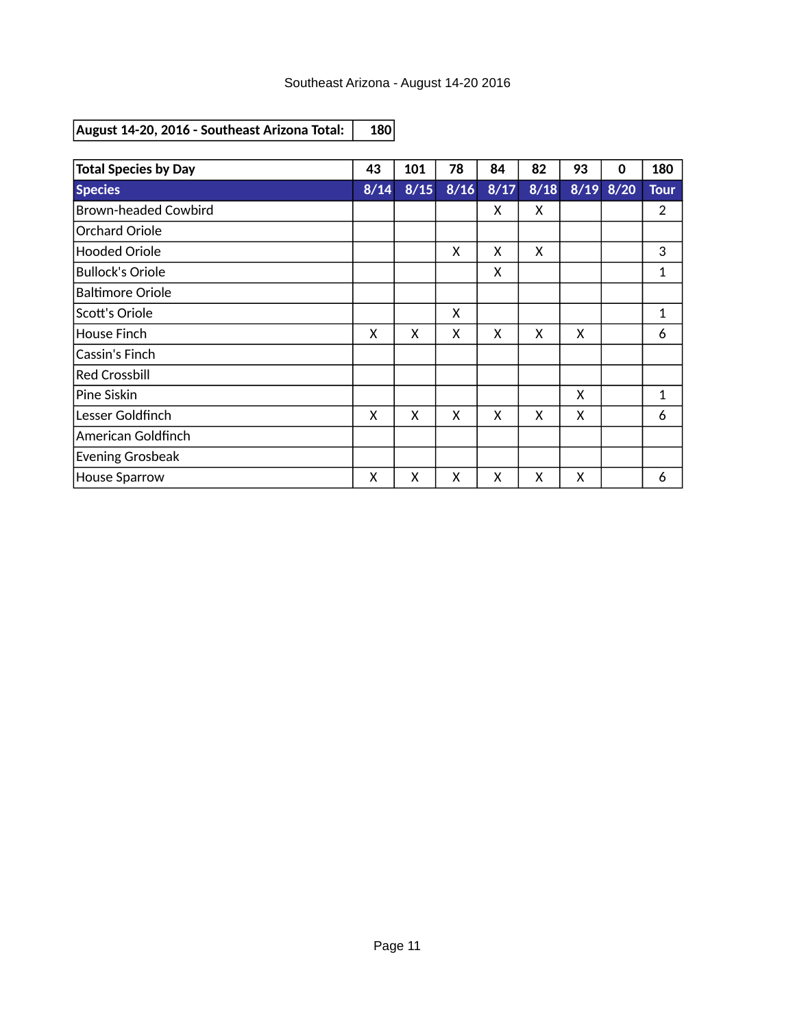Southeast Arizona - August 14-20 2016

| August 14-20, 2016 - Southeast Arizona Total: | 180 |
|---|---|

| Total Species by Day | 43 | 101 | 78 | 84 | 82 | 93 | 0 | 180 |
|---|---|---|---|---|---|---|---|---|
| **Species** | **8/14** | **8/15** | **8/16** | **8/17** | **8/18** | **8/19** | **8/20** | **Tour** |
| Brown-headed Cowbird | | | | X | X | | | 2 |
| Orchard Oriole | | | | | | | | |
| Hooded Oriole | | | X | X | X | | | 3 |
| Bullock's Oriole | | | | X | | | | 1 |
| Baltimore Oriole | | | | | | | | |
| Scott's Oriole | | | X | | | | | 1 |
| House Finch | X | X | X | X | X | X | | 6 |
| Cassin's Finch | | | | | | | | |
| Red Crossbill | | | | | | | | |
| Pine Siskin | | | | | | X | | 1 |
| Lesser Goldfinch | X | X | X | X | X | X | | 6 |
| American Goldfinch | | | | | | | | |
| Evening Grosbeak | | | | | | | | |
| House Sparrow | X | X | X | X | X | X | | 6 |